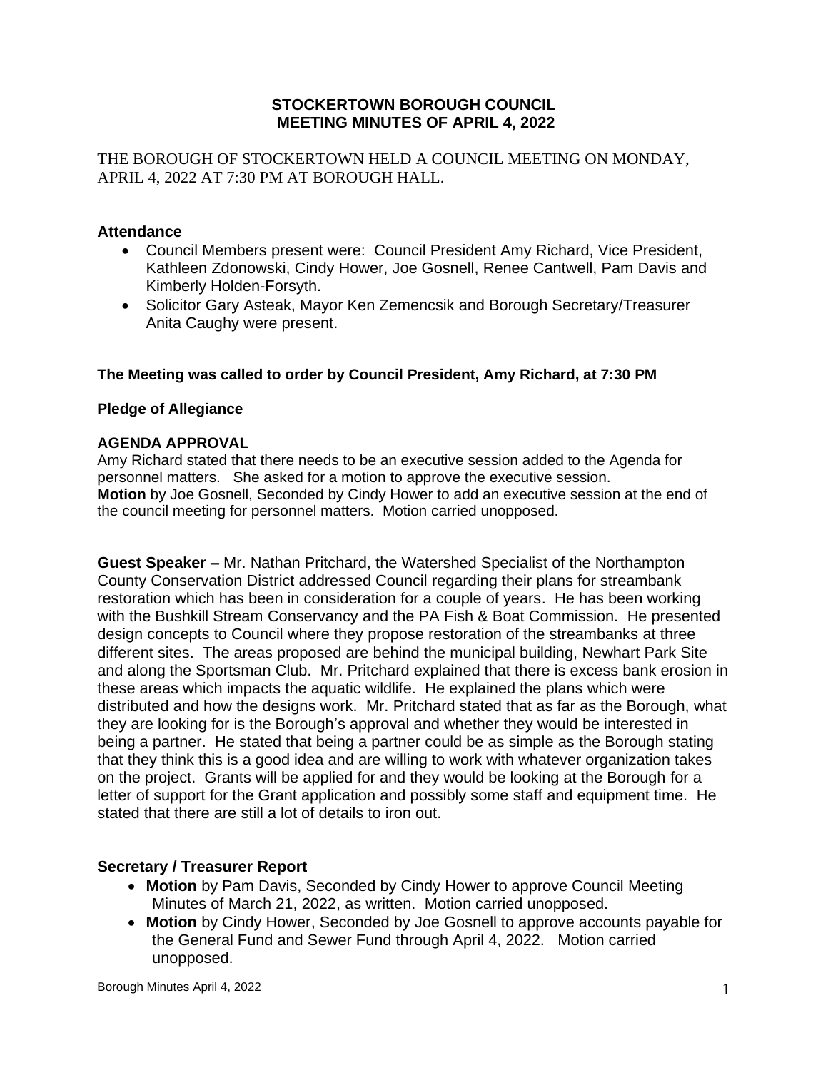# STOCKERTOWN BOROUGH COUNCIL
## MEETING MINUTES OF APRIL 4, 2022

THE BOROUGH OF STOCKERTOWN HELD A COUNCIL MEETING ON MONDAY, APRIL 4, 2022 AT 7:30 PM AT BOROUGH HALL.

### Attendance

- Council Members present were: Council President Amy Richard, Vice President, Kathleen Zdonowski, Cindy Hower, Joe Gosnell, Renee Cantwell, Pam Davis and Kimberly Holden-Forsyth.
- Solicitor Gary Asteak, Mayor Ken Zemencsik and Borough Secretary/Treasurer Anita Caughy were present.

**The Meeting was called to order by Council President, Amy Richard, at 7:30 PM**

**Pledge of Allegiance**

**AGENDA APPROVAL**

Amy Richard stated that there needs to be an executive session added to the Agenda for personnel matters. She asked for a motion to approve the executive session.
**Motion** by Joe Gosnell, Seconded by Cindy Hower to add an executive session at the end of the council meeting for personnel matters. Motion carried unopposed.

**Guest Speaker –** Mr. Nathan Pritchard, the Watershed Specialist of the Northampton County Conservation District addressed Council regarding their plans for streambank restoration which has been in consideration for a couple of years. He has been working with the Bushkill Stream Conservancy and the PA Fish & Boat Commission. He presented design concepts to Council where they propose restoration of the streambanks at three different sites. The areas proposed are behind the municipal building, Newhart Park Site and along the Sportsman Club. Mr. Pritchard explained that there is excess bank erosion in these areas which impacts the aquatic wildlife. He explained the plans which were distributed and how the designs work. Mr. Pritchard stated that as far as the Borough, what they are looking for is the Borough's approval and whether they would be interested in being a partner. He stated that being a partner could be as simple as the Borough stating that they think this is a good idea and are willing to work with whatever organization takes on the project. Grants will be applied for and they would be looking at the Borough for a letter of support for the Grant application and possibly some staff and equipment time. He stated that there are still a lot of details to iron out.

### Secretary / Treasurer Report

- **Motion** by Pam Davis, Seconded by Cindy Hower to approve Council Meeting Minutes of March 21, 2022, as written. Motion carried unopposed.
- **Motion** by Cindy Hower, Seconded by Joe Gosnell to approve accounts payable for the General Fund and Sewer Fund through April 4, 2022. Motion carried unopposed.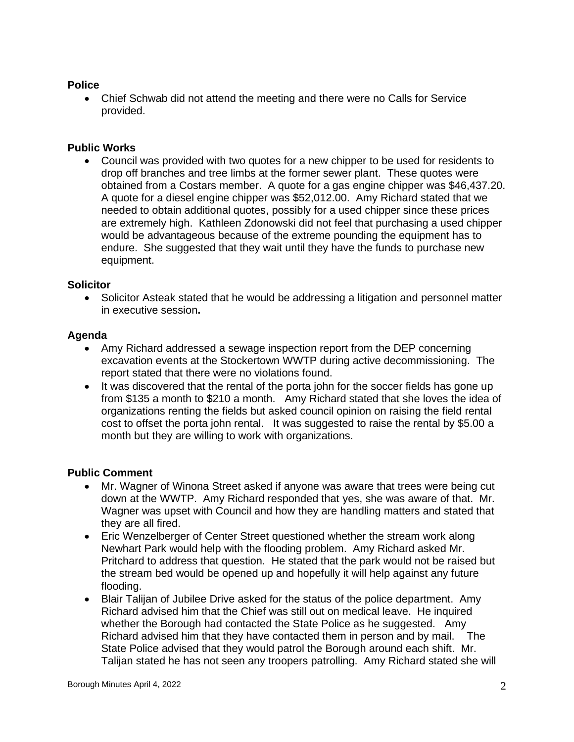**Police**

- Chief Schwab did not attend the meeting and there were no Calls for Service provided.

**Public Works**

- Council was provided with two quotes for a new chipper to be used for residents to drop off branches and tree limbs at the former sewer plant. These quotes were obtained from a Costars member. A quote for a gas engine chipper was $46,437.20. A quote for a diesel engine chipper was $52,012.00. Amy Richard stated that we needed to obtain additional quotes, possibly for a used chipper since these prices are extremely high. Kathleen Zdonowski did not feel that purchasing a used chipper would be advantageous because of the extreme pounding the equipment has to endure. She suggested that they wait until they have the funds to purchase new equipment.

**Solicitor**

- Solicitor Asteak stated that he would be addressing a litigation and personnel matter in executive session**.**

**Agenda**

- Amy Richard addressed a sewage inspection report from the DEP concerning excavation events at the Stockertown WWTP during active decommissioning. The report stated that there were no violations found.
- It was discovered that the rental of the porta john for the soccer fields has gone up from $135 a month to $210 a month. Amy Richard stated that she loves the idea of organizations renting the fields but asked council opinion on raising the field rental cost to offset the porta john rental. It was suggested to raise the rental by $5.00 a month but they are willing to work with organizations.

**Public Comment**

- Mr. Wagner of Winona Street asked if anyone was aware that trees were being cut down at the WWTP. Amy Richard responded that yes, she was aware of that. Mr. Wagner was upset with Council and how they are handling matters and stated that they are all fired.
- Eric Wenzelberger of Center Street questioned whether the stream work along Newhart Park would help with the flooding problem. Amy Richard asked Mr. Pritchard to address that question. He stated that the park would not be raised but the stream bed would be opened up and hopefully it will help against any future flooding.
- Blair Talijan of Jubilee Drive asked for the status of the police department. Amy Richard advised him that the Chief was still out on medical leave. He inquired whether the Borough had contacted the State Police as he suggested. Amy Richard advised him that they have contacted them in person and by mail. The State Police advised that they would patrol the Borough around each shift. Mr. Talijan stated he has not seen any troopers patrolling. Amy Richard stated she will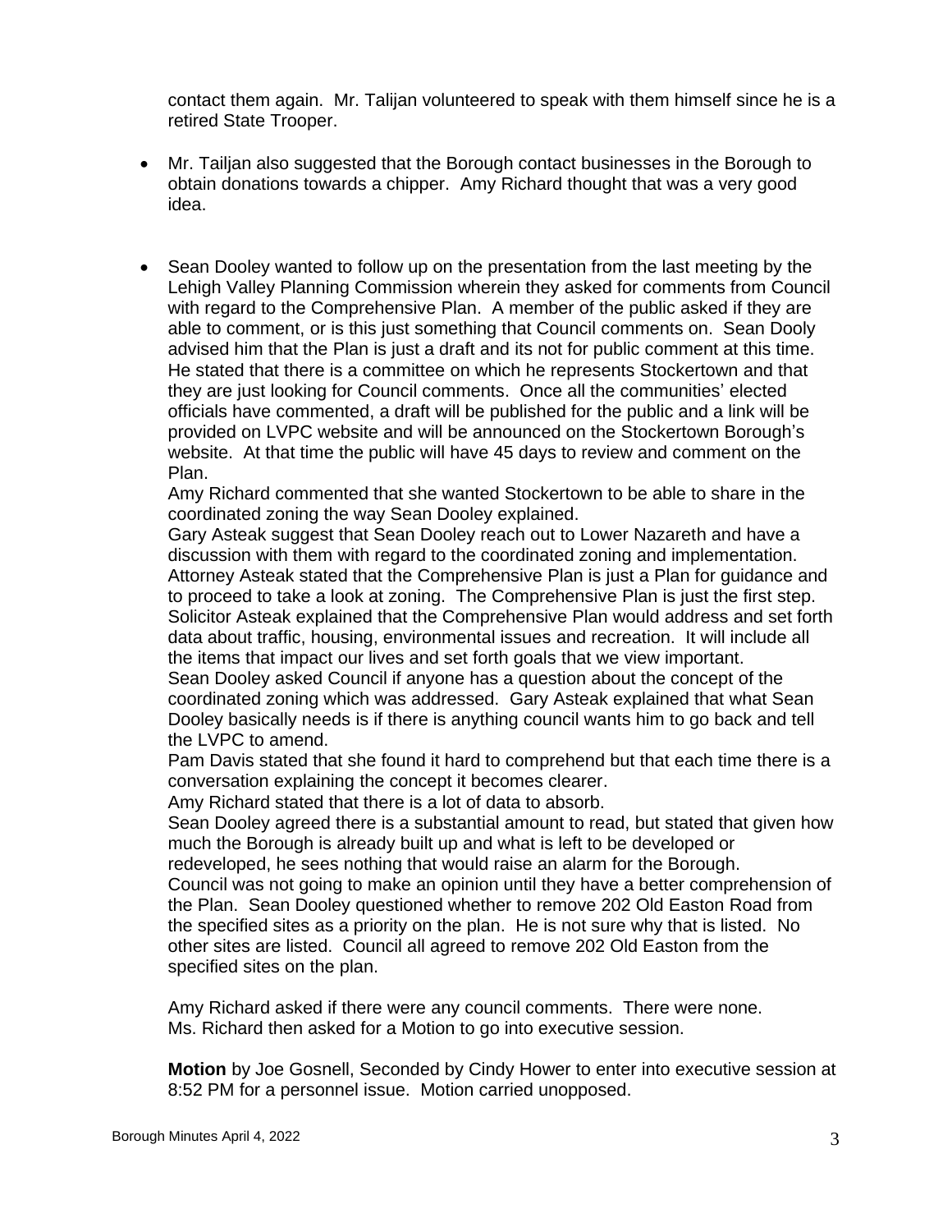contact them again. Mr. Talijan volunteered to speak with them himself since he is a retired State Trooper.

- Mr. Tailjan also suggested that the Borough contact businesses in the Borough to obtain donations towards a chipper. Amy Richard thought that was a very good idea.

- Sean Dooley wanted to follow up on the presentation from the last meeting by the Lehigh Valley Planning Commission wherein they asked for comments from Council with regard to the Comprehensive Plan. A member of the public asked if they are able to comment, or is this just something that Council comments on. Sean Dooly advised him that the Plan is just a draft and its not for public comment at this time. He stated that there is a committee on which he represents Stockertown and that they are just looking for Council comments. Once all the communities' elected officials have commented, a draft will be published for the public and a link will be provided on LVPC website and will be announced on the Stockertown Borough's website. At that time the public will have 45 days to review and comment on the Plan.

  Amy Richard commented that she wanted Stockertown to be able to share in the coordinated zoning the way Sean Dooley explained.

  Gary Asteak suggest that Sean Dooley reach out to Lower Nazareth and have a discussion with them with regard to the coordinated zoning and implementation. Attorney Asteak stated that the Comprehensive Plan is just a Plan for guidance and to proceed to take a look at zoning. The Comprehensive Plan is just the first step. Solicitor Asteak explained that the Comprehensive Plan would address and set forth data about traffic, housing, environmental issues and recreation. It will include all the items that impact our lives and set forth goals that we view important.

  Sean Dooley asked Council if anyone has a question about the concept of the coordinated zoning which was addressed. Gary Asteak explained that what Sean Dooley basically needs is if there is anything council wants him to go back and tell the LVPC to amend.

  Pam Davis stated that she found it hard to comprehend but that each time there is a conversation explaining the concept it becomes clearer.

  Amy Richard stated that there is a lot of data to absorb.

  Sean Dooley agreed there is a substantial amount to read, but stated that given how much the Borough is already built up and what is left to be developed or redeveloped, he sees nothing that would raise an alarm for the Borough.

  Council was not going to make an opinion until they have a better comprehension of the Plan. Sean Dooley questioned whether to remove 202 Old Easton Road from the specified sites as a priority on the plan. He is not sure why that is listed. No other sites are listed. Council all agreed to remove 202 Old Easton from the specified sites on the plan.

  Amy Richard asked if there were any council comments. There were none. Ms. Richard then asked for a Motion to go into executive session.

  **Motion** by Joe Gosnell, Seconded by Cindy Hower to enter into executive session at 8:52 PM for a personnel issue. Motion carried unopposed.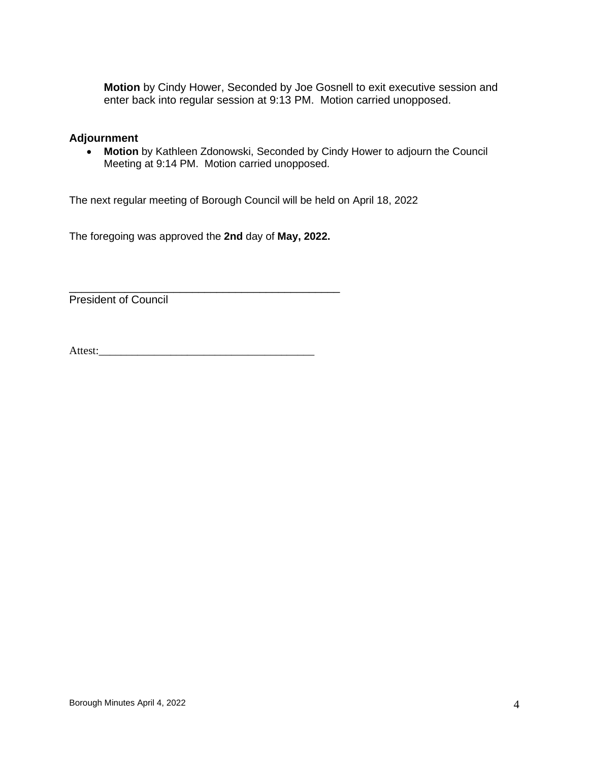**Motion** by Cindy Hower, Seconded by Joe Gosnell to exit executive session and enter back into regular session at 9:13 PM. Motion carried unopposed.

### Adjournment

- **Motion** by Kathleen Zdonowski, Seconded by Cindy Hower to adjourn the Council Meeting at 9:14 PM. Motion carried unopposed.

The next regular meeting of Borough Council will be held on April 18, 2022

The foregoing was approved the **2nd** day of **May, 2022.**

_______________________________________________
President of Council

Attest:_______________________________________